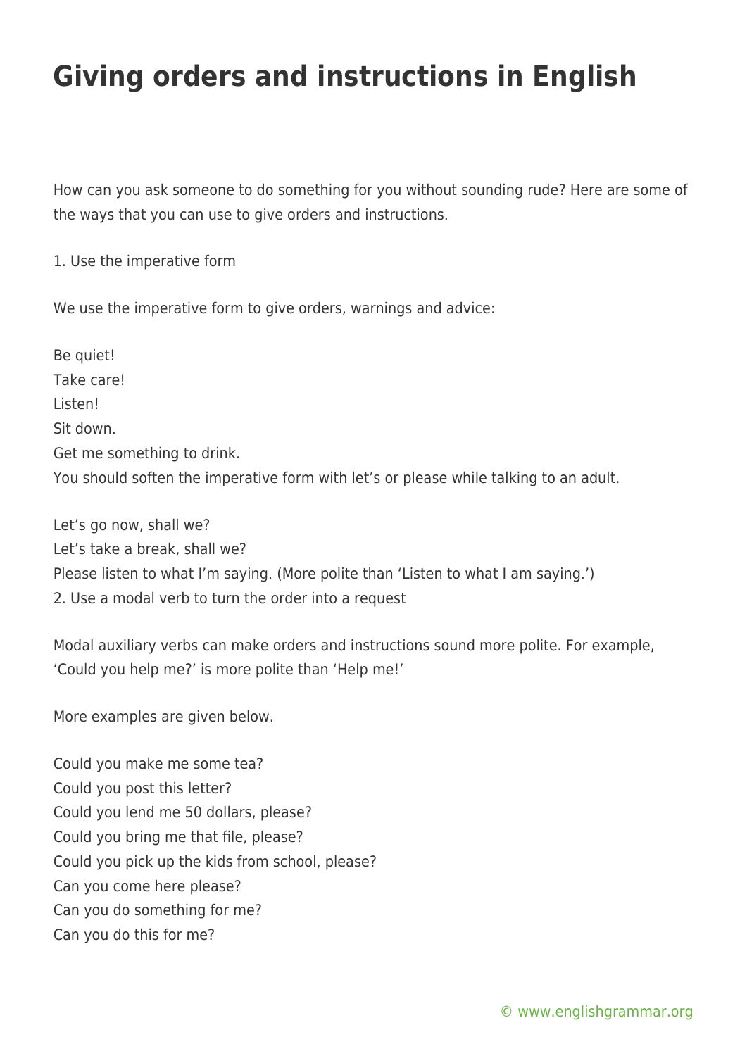# Giving orders and instructions in English

How can you ask someone to do something for you without sounding rude? Here are some of the ways that you can use to give orders and instructions.

1. Use the imperative form

We use the imperative form to give orders, warnings and advice:

Be quiet!
Take care!
Listen!
Sit down.
Get me something to drink.
You should soften the imperative form with let's or please while talking to an adult.

Let's go now, shall we?
Let's take a break, shall we?
Please listen to what I'm saying. (More polite than 'Listen to what I am saying.')

2. Use a modal verb to turn the order into a request

Modal auxiliary verbs can make orders and instructions sound more polite. For example, 'Could you help me?' is more polite than 'Help me!'

More examples are given below.

Could you make me some tea?
Could you post this letter?
Could you lend me 50 dollars, please?
Could you bring me that file, please?
Could you pick up the kids from school, please?
Can you come here please?
Can you do something for me?
Can you do this for me?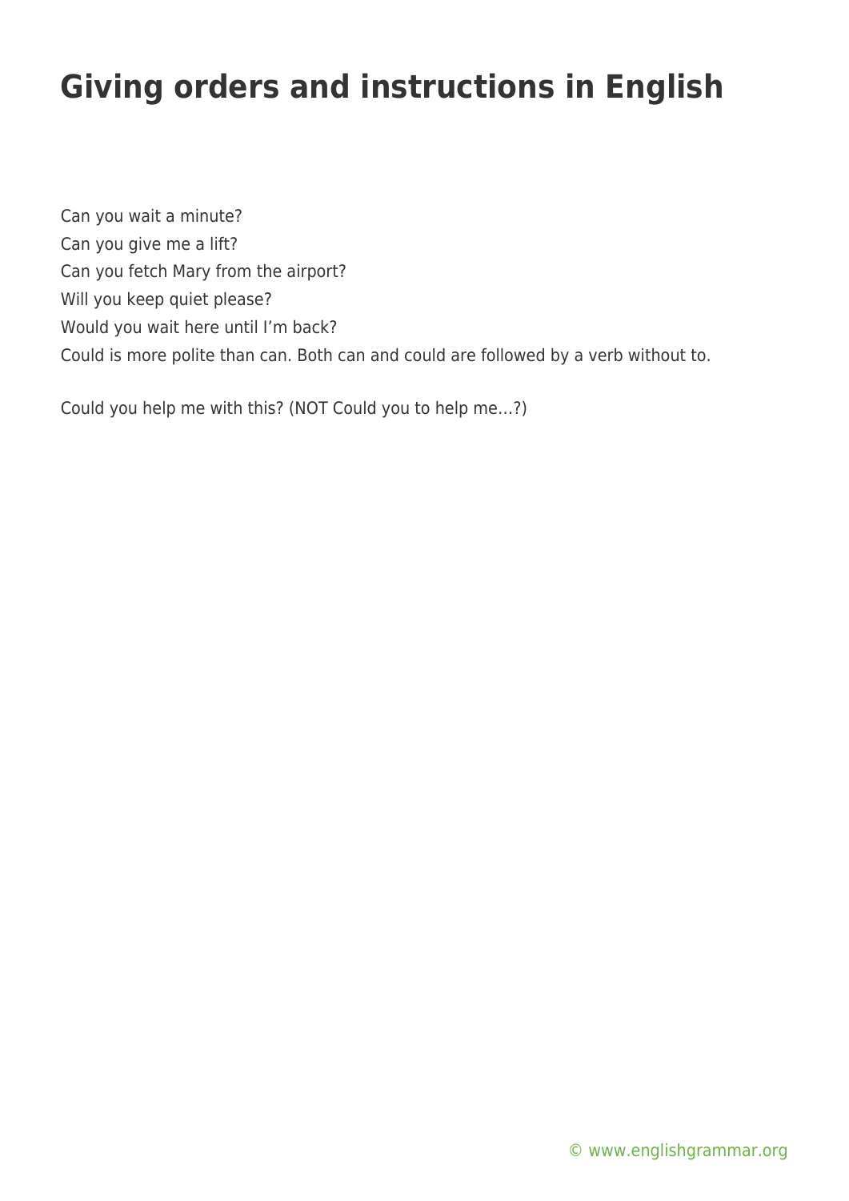# Giving orders and instructions in English

Can you wait a minute?
Can you give me a lift?
Can you fetch Mary from the airport?
Will you keep quiet please?
Would you wait here until I'm back?
Could is more polite than can. Both can and could are followed by a verb without to.

Could you help me with this? (NOT Could you to help me…?)